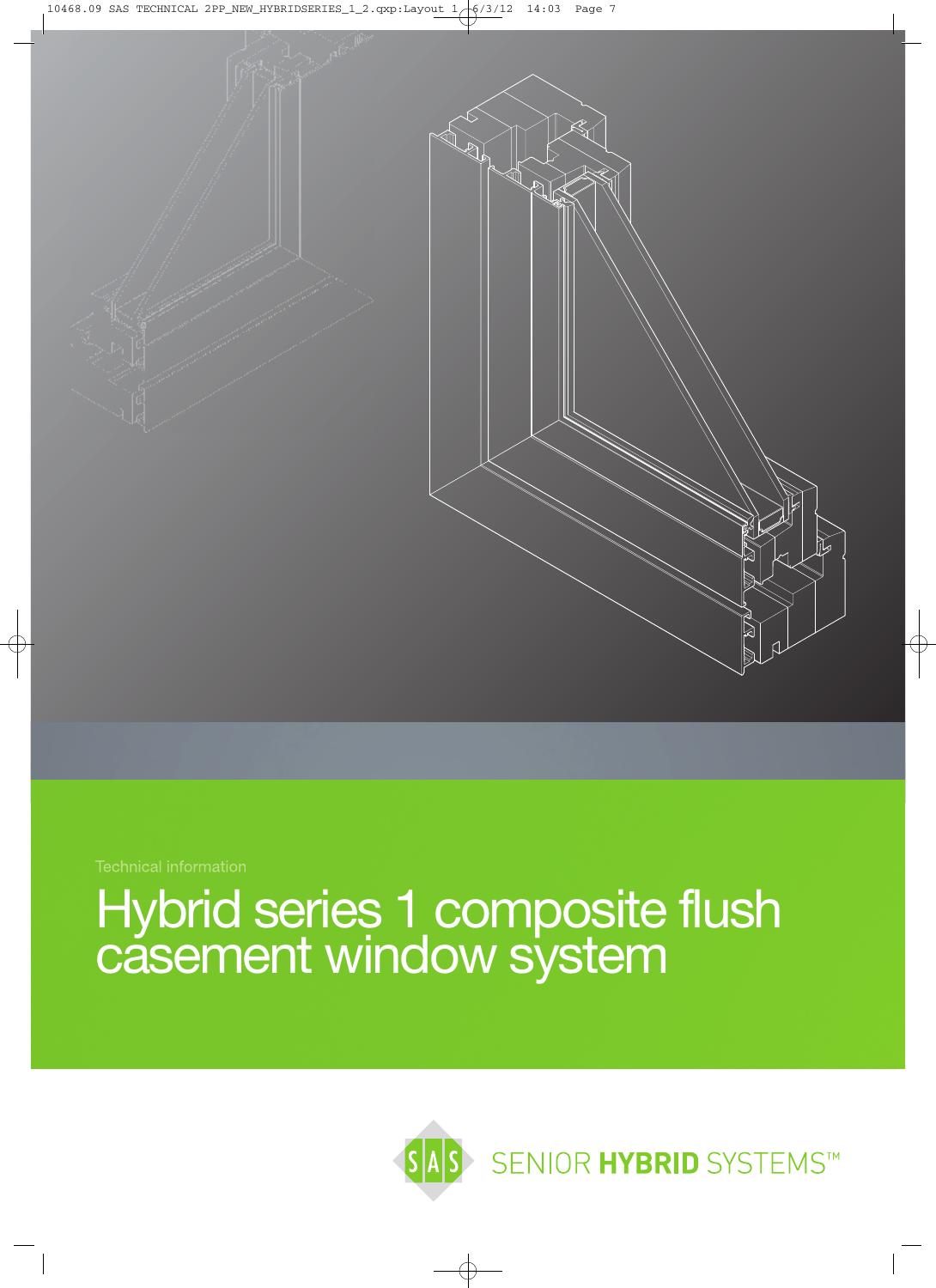Technical information

# Hybrid series 1 composite flush casement window system

SENIOR **HYBRID** SYSTEMS™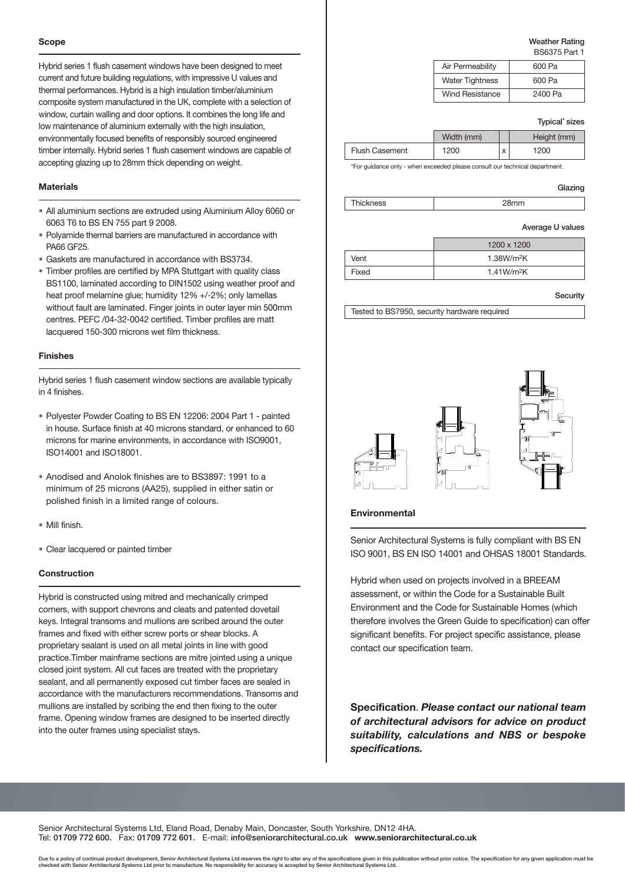### Scope

Hybrid series 1 flush casement windows have been designed to meet current and future building regulations, with impressive U values and thermal performances. Hybrid is a high insulation timber/aluminium composite system manufactured in the UK, complete with a selection of window, curtain walling and door options. It combines the long life and low maintenance of aluminium externally with the high insulation, environmentally focused benefits of responsibly sourced engineered timber internally. Hybrid series 1 flush casement windows are capable of accepting glazing up to 28mm thick depending on weight.

### Materials

- All aluminium sections are extruded using Aluminium Alloy 6060 or 6063 T6 to BS EN 755 part 9 2008.
- Polyamide thermal barriers are manufactured in accordance with PA66 GF25.
- Gaskets are manufactured in accordance with BS3734.
- Timber profiles are certified by MPA Stuttgart with quality class BS1100, laminated according to DIN1502 using weather proof and heat proof melamine glue; humidity 12% +/-2%; only lamellas without fault are laminated. Finger joints in outer layer min 500mm centres. PEFC /04-32-0042 certified. Timber profiles are matt lacquered 150-300 microns wet film thickness.

### Finishes

Hybrid series 1 flush casement window sections are available typically in 4 finishes.

- Polyester Powder Coating to BS EN 12206: 2004 Part 1 - painted in house. Surface finish at 40 microns standard, or enhanced to 60 microns for marine environments, in accordance with ISO9001, ISO14001 and ISO18001.
- Anodised and Anolok finishes are to BS3897: 1991 to a minimum of 25 microns (AA25), supplied in either satin or polished finish in a limited range of colours.
- Mill finish.
- Clear lacquered or painted timber

### Construction

Hybrid is constructed using mitred and mechanically crimped corners, with support chevrons and cleats and patented dovetail keys. Integral transoms and mullions are scribed around the outer frames and fixed with either screw ports or shear blocks. A proprietary sealant is used on all metal joints in line with good practice.Timber mainframe sections are mitre jointed using a unique closed joint system. All cut faces are treated with the proprietary sealant, and all permanently exposed cut timber faces are sealed in accordance with the manufacturers recommendations. Transoms and mullions are installed by scribing the end then fixing to the outer frame. Opening window frames are designed to be inserted directly into the outer frames using specialist stays.

**Weather Rating**
BS6375 Part 1

| | |
|---|---|
| Air Permeability | 600 Pa |
| Water Tightness | 600 Pa |
| Wind Resistance | 2400 Pa |

**Typical\* sizes**

| | Width (mm) | | Height (mm) |
|---|---|---|---|
| Flush Casement | 1200 | x | 1200 |

\*For guidance only - when exceeded please consult our technical department.

**Glazing**

| | |
|---|---|
| Thickness | 28mm |

**Average U values**

| | 1200 x 1200 |
|---|---|
| Vent | 1.38W/m²K |
| Fixed | 1.41W/m²K |

**Security**

Tested to BS7950, security hardware required

### Environmental

Senior Architectural Systems is fully compliant with BS EN ISO 9001, BS EN ISO 14001 and OHSAS 18001 Standards.

Hybrid when used on projects involved in a BREEAM assessment, or within the Code for a Sustainable Built Environment and the Code for Sustainable Homes (which therefore involves the Green Guide to specification) can offer significant benefits. For project specific assistance, please contact our specification team.

**Specification**. ***Please contact our national team of architectural advisors for advice on product suitability, calculations and NBS or bespoke specifications.***

Senior Architectural Systems Ltd, Eland Road, Denaby Main, Doncaster, South Yorkshire, DN12 4HA.
Tel: **01709 772 600.** Fax: **01709 772 601.** E-mail: **info@seniorarchitectural.co.uk** **www.seniorarchitectural.co.uk**

Due to a policy of continual product development, Senior Architectural Systems Ltd reserves the right to alter any of the specifications given in this publication without prior notice. The specification for any given application must be checked with Senior Architectural Systems Ltd prior to manufacture. No responsibility for accuracy is accepted by Senior Architectural Systems Ltd.